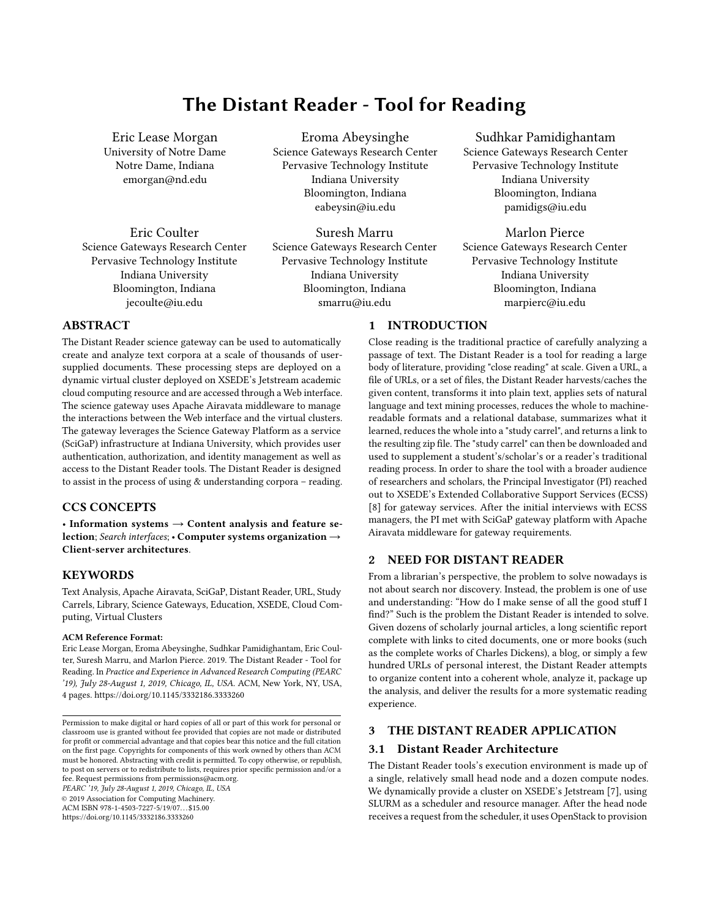# The Distant Reader - Tool for Reading

Eric Lease Morgan
University of Notre Dame
Notre Dame, Indiana
emorgan@nd.edu

Eroma Abeysinghe
Science Gateways Research Center
Pervasive Technology Institute
Indiana University
Bloomington, Indiana
eabeysin@iu.edu

Sudhkar Pamidighantam
Science Gateways Research Center
Pervasive Technology Institute
Indiana University
Bloomington, Indiana
pamidigs@iu.edu

Eric Coulter
Science Gateways Research Center
Pervasive Technology Institute
Indiana University
Bloomington, Indiana
jecoulte@iu.edu

Suresh Marru
Science Gateways Research Center
Pervasive Technology Institute
Indiana University
Bloomington, Indiana
smarru@iu.edu

Marlon Pierce
Science Gateways Research Center
Pervasive Technology Institute
Indiana University
Bloomington, Indiana
marpierc@iu.edu

## ABSTRACT

The Distant Reader science gateway can be used to automatically create and analyze text corpora at a scale of thousands of user-supplied documents. These processing steps are deployed on a dynamic virtual cluster deployed on XSEDE's Jetstream academic cloud computing resource and are accessed through a Web interface. The science gateway uses Apache Airavata middleware to manage the interactions between the Web interface and the virtual clusters. The gateway leverages the Science Gateway Platform as a service (SciGaP) infrastructure at Indiana University, which provides user authentication, authorization, and identity management as well as access to the Distant Reader tools. The Distant Reader is designed to assist in the process of using & understanding corpora – reading.

## CCS CONCEPTS

• **Information systems → Content analysis and feature selection**; *Search interfaces*; • **Computer systems organization → Client-server architectures**.

## KEYWORDS

Text Analysis, Apache Airavata, SciGaP, Distant Reader, URL, Study Carrels, Library, Science Gateways, Education, XSEDE, Cloud Computing, Virtual Clusters

**ACM Reference Format:**
Eric Lease Morgan, Eroma Abeysinghe, Sudhkar Pamidighantam, Eric Coulter, Suresh Marru, and Marlon Pierce. 2019. The Distant Reader - Tool for Reading. In *Practice and Experience in Advanced Research Computing (PEARC '19), July 28-August 1, 2019, Chicago, IL, USA.* ACM, New York, NY, USA, 4 pages. https://doi.org/10.1145/3332186.3333260

Permission to make digital or hard copies of all or part of this work for personal or classroom use is granted without fee provided that copies are not made or distributed for profit or commercial advantage and that copies bear this notice and the full citation on the first page. Copyrights for components of this work owned by others than ACM must be honored. Abstracting with credit is permitted. To copy otherwise, or republish, to post on servers or to redistribute to lists, requires prior specific permission and/or a fee. Request permissions from permissions@acm.org.
*PEARC '19, July 28-August 1, 2019, Chicago, IL, USA*
© 2019 Association for Computing Machinery.
ACM ISBN 978-1-4503-7227-5/19/07…$15.00
https://doi.org/10.1145/3332186.3333260

## 1 INTRODUCTION

Close reading is the traditional practice of carefully analyzing a passage of text. The Distant Reader is a tool for reading a large body of literature, providing "close reading" at scale. Given a URL, a file of URLs, or a set of files, the Distant Reader harvests/caches the given content, transforms it into plain text, applies sets of natural language and text mining processes, reduces the whole to machine-readable formats and a relational database, summarizes what it learned, reduces the whole into a "study carrel", and returns a link to the resulting zip file. The "study carrel" can then be downloaded and used to supplement a student's/scholar's or a reader's traditional reading process. In order to share the tool with a broader audience of researchers and scholars, the Principal Investigator (PI) reached out to XSEDE's Extended Collaborative Support Services (ECSS) [8] for gateway services. After the initial interviews with ECSS managers, the PI met with SciGaP gateway platform with Apache Airavata middleware for gateway requirements.

## 2 NEED FOR DISTANT READER

From a librarian's perspective, the problem to solve nowadays is not about search nor discovery. Instead, the problem is one of use and understanding: "How do I make sense of all the good stuff I find?" Such is the problem the Distant Reader is intended to solve. Given dozens of scholarly journal articles, a long scientific report complete with links to cited documents, one or more books (such as the complete works of Charles Dickens), a blog, or simply a few hundred URLs of personal interest, the Distant Reader attempts to organize content into a coherent whole, analyze it, package up the analysis, and deliver the results for a more systematic reading experience.

## 3 THE DISTANT READER APPLICATION

### 3.1 Distant Reader Architecture

The Distant Reader tools's execution environment is made up of a single, relatively small head node and a dozen compute nodes. We dynamically provide a cluster on XSEDE's Jetstream [7], using SLURM as a scheduler and resource manager. After the head node receives a request from the scheduler, it uses OpenStack to provision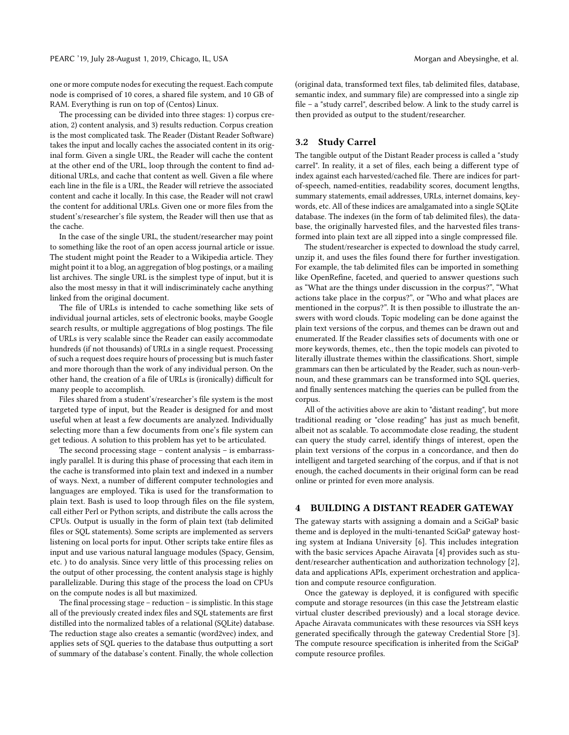one or more compute nodes for executing the request. Each compute node is comprised of 10 cores, a shared file system, and 10 GB of RAM. Everything is run on top of (Centos) Linux.

The processing can be divided into three stages: 1) corpus creation, 2) content analysis, and 3) results reduction. Corpus creation is the most complicated task. The Reader (Distant Reader Software) takes the input and locally caches the associated content in its original form. Given a single URL, the Reader will cache the content at the other end of the URL, loop through the content to find additional URLs, and cache that content as well. Given a file where each line in the file is a URL, the Reader will retrieve the associated content and cache it locally. In this case, the Reader will not crawl the content for additional URLs. Given one or more files from the student's/researcher's file system, the Reader will then use that as the cache.

In the case of the single URL, the student/researcher may point to something like the root of an open access journal article or issue. The student might point the Reader to a Wikipedia article. They might point it to a blog, an aggregation of blog postings, or a mailing list archives. The single URL is the simplest type of input, but it is also the most messy in that it will indiscriminately cache anything linked from the original document.

The file of URLs is intended to cache something like sets of individual journal articles, sets of electronic books, maybe Google search results, or multiple aggregations of blog postings. The file of URLs is very scalable since the Reader can easily accommodate hundreds (if not thousands) of URLs in a single request. Processing of such a request does require hours of processing but is much faster and more thorough than the work of any individual person. On the other hand, the creation of a file of URLs is (ironically) difficult for many people to accomplish.

Files shared from a student's/researcher's file system is the most targeted type of input, but the Reader is designed for and most useful when at least a few documents are analyzed. Individually selecting more than a few documents from one's file system can get tedious. A solution to this problem has yet to be articulated.

The second processing stage – content analysis – is embarrassingly parallel. It is during this phase of processing that each item in the cache is transformed into plain text and indexed in a number of ways. Next, a number of different computer technologies and languages are employed. Tika is used for the transformation to plain text. Bash is used to loop through files on the file system, call either Perl or Python scripts, and distribute the calls across the CPUs. Output is usually in the form of plain text (tab delimited files or SQL statements). Some scripts are implemented as servers listening on local ports for input. Other scripts take entire files as input and use various natural language modules (Spacy, Gensim, etc. ) to do analysis. Since very little of this processing relies on the output of other processing, the content analysis stage is highly parallelizable. During this stage of the process the load on CPUs on the compute nodes is all but maximized.

The final processing stage – reduction – is simplistic. In this stage all of the previously created index files and SQL statements are first distilled into the normalized tables of a relational (SQLite) database. The reduction stage also creates a semantic (word2vec) index, and applies sets of SQL queries to the database thus outputting a sort of summary of the database's content. Finally, the whole collection (original data, transformed text files, tab delimited files, database, semantic index, and summary file) are compressed into a single zip file – a "study carrel", described below. A link to the study carrel is then provided as output to the student/researcher.

### 3.2 Study Carrel

The tangible output of the Distant Reader process is called a "study carrel". In reality, it a set of files, each being a different type of index against each harvested/cached file. There are indices for part-of-speech, named-entities, readability scores, document lengths, summary statements, email addresses, URLs, internet domains, keywords, etc. All of these indices are amalgamated into a single SQLite database. The indexes (in the form of tab delimited files), the database, the originally harvested files, and the harvested files transformed into plain text are all zipped into a single compressed file.

The student/researcher is expected to download the study carrel, unzip it, and uses the files found there for further investigation. For example, the tab delimited files can be imported in something like OpenRefine, faceted, and queried to answer questions such as "What are the things under discussion in the corpus?", "What actions take place in the corpus?", or "Who and what places are mentioned in the corpus?". It is then possible to illustrate the answers with word clouds. Topic modeling can be done against the plain text versions of the corpus, and themes can be drawn out and enumerated. If the Reader classifies sets of documents with one or more keywords, themes, etc., then the topic models can pivoted to literally illustrate themes within the classifications. Short, simple grammars can then be articulated by the Reader, such as noun-verb-noun, and these grammars can be transformed into SQL queries, and finally sentences matching the queries can be pulled from the corpus.

All of the activities above are akin to "distant reading", but more traditional reading or "close reading" has just as much benefit, albeit not as scalable. To accommodate close reading, the student can query the study carrel, identify things of interest, open the plain text versions of the corpus in a concordance, and then do intelligent and targeted searching of the corpus, and if that is not enough, the cached documents in their original form can be read online or printed for even more analysis.

## 4 BUILDING A DISTANT READER GATEWAY

The gateway starts with assigning a domain and a SciGaP basic theme and is deployed in the multi-tenanted SciGaP gateway hosting system at Indiana University [6]. This includes integration with the basic services Apache Airavata [4] provides such as student/researcher authentication and authorization technology [2], data and applications APIs, experiment orchestration and application and compute resource configuration.

Once the gateway is deployed, it is configured with specific compute and storage resources (in this case the Jetstream elastic virtual cluster described previously) and a local storage device. Apache Airavata communicates with these resources via SSH keys generated specifically through the gateway Credential Store [3]. The compute resource specification is inherited from the SciGaP compute resource profiles.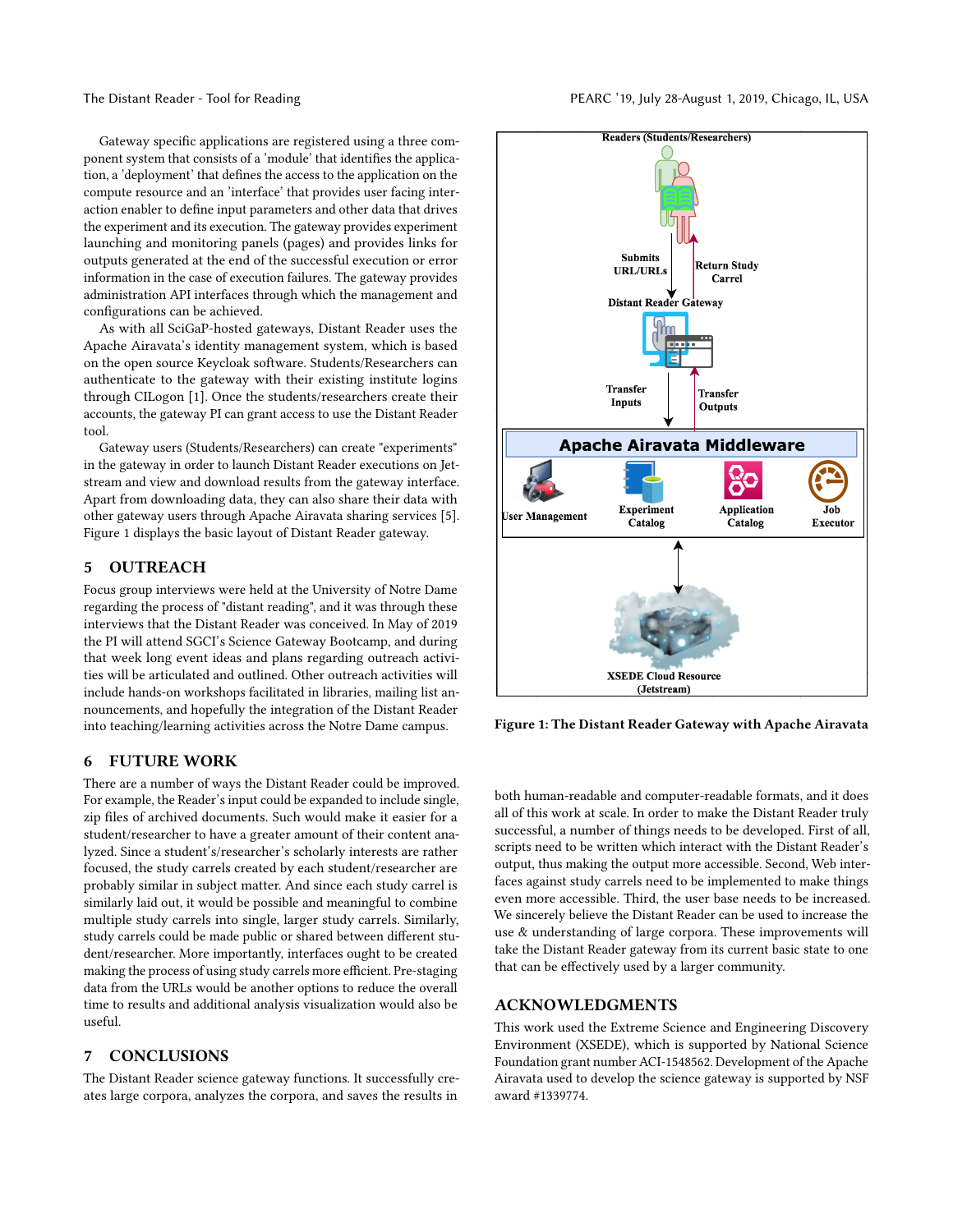Gateway specific applications are registered using a three component system that consists of a 'module' that identifies the application, a 'deployment' that defines the access to the application on the compute resource and an 'interface' that provides user facing interaction enabler to define input parameters and other data that drives the experiment and its execution. The gateway provides experiment launching and monitoring panels (pages) and provides links for outputs generated at the end of the successful execution or error information in the case of execution failures. The gateway provides administration API interfaces through which the management and configurations can be achieved.

As with all SciGaP-hosted gateways, Distant Reader uses the Apache Airavata's identity management system, which is based on the open source Keycloak software. Students/Researchers can authenticate to the gateway with their existing institute logins through CILogon [1]. Once the students/researchers create their accounts, the gateway PI can grant access to use the Distant Reader tool.

Gateway users (Students/Researchers) can create "experiments" in the gateway in order to launch Distant Reader executions on Jetstream and view and download results from the gateway interface. Apart from downloading data, they can also share their data with other gateway users through Apache Airavata sharing services [5]. Figure 1 displays the basic layout of Distant Reader gateway.

Figure 1: The Distant Reader Gateway with Apache Airavata

## 5 OUTREACH

Focus group interviews were held at the University of Notre Dame regarding the process of "distant reading", and it was through these interviews that the Distant Reader was conceived. In May of 2019 the PI will attend SGCI's Science Gateway Bootcamp, and during that week long event ideas and plans regarding outreach activities will be articulated and outlined. Other outreach activities will include hands-on workshops facilitated in libraries, mailing list announcements, and hopefully the integration of the Distant Reader into teaching/learning activities across the Notre Dame campus.

## 6 FUTURE WORK

There are a number of ways the Distant Reader could be improved. For example, the Reader's input could be expanded to include single, zip files of archived documents. Such would make it easier for a student/researcher to have a greater amount of their content analyzed. Since a student's/researcher's scholarly interests are rather focused, the study carrels created by each student/researcher are probably similar in subject matter. And since each study carrel is similarly laid out, it would be possible and meaningful to combine multiple study carrels into single, larger study carrels. Similarly, study carrels could be made public or shared between different student/researcher. More importantly, interfaces ought to be created making the process of using study carrels more efficient. Pre-staging data from the URLs would be another options to reduce the overall time to results and additional analysis visualization would also be useful.

## 7 CONCLUSIONS

The Distant Reader science gateway functions. It successfully creates large corpora, analyzes the corpora, and saves the results in both human-readable and computer-readable formats, and it does all of this work at scale. In order to make the Distant Reader truly successful, a number of things needs to be developed. First of all, scripts need to be written which interact with the Distant Reader's output, thus making the output more accessible. Second, Web interfaces against study carrels need to be implemented to make things even more accessible. Third, the user base needs to be increased. We sincerely believe the Distant Reader can be used to increase the use & understanding of large corpora. These improvements will take the Distant Reader gateway from its current basic state to one that can be effectively used by a larger community.

## ACKNOWLEDGMENTS

This work used the Extreme Science and Engineering Discovery Environment (XSEDE), which is supported by National Science Foundation grant number ACI-1548562. Development of the Apache Airavata used to develop the science gateway is supported by NSF award #1339774.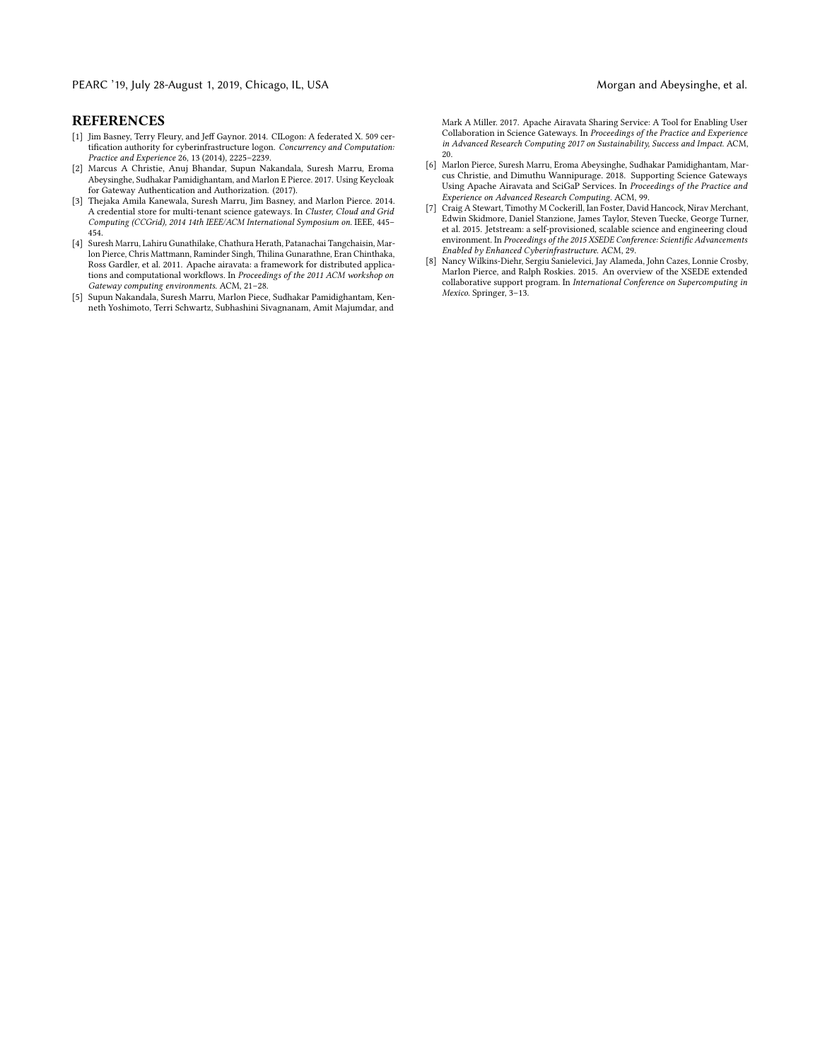## REFERENCES

[1] Jim Basney, Terry Fleury, and Jeff Gaynor. 2014. CILogon: A federated X. 509 certification authority for cyberinfrastructure logon. *Concurrency and Computation: Practice and Experience* 26, 13 (2014), 2225–2239.

[2] Marcus A Christie, Anuj Bhandar, Supun Nakandala, Suresh Marru, Eroma Abeysinghe, Sudhakar Pamidighantam, and Marlon E Pierce. 2017. Using Keycloak for Gateway Authentication and Authorization. (2017).

[3] Thejaka Amila Kanewala, Suresh Marru, Jim Basney, and Marlon Pierce. 2014. A credential store for multi-tenant science gateways. In *Cluster, Cloud and Grid Computing (CCGrid), 2014 14th IEEE/ACM International Symposium on*. IEEE, 445–454.

[4] Suresh Marru, Lahiru Gunathilake, Chathura Herath, Patanachai Tangchaisin, Marlon Pierce, Chris Mattmann, Raminder Singh, Thilina Gunarathne, Eran Chinthaka, Ross Gardler, et al. 2011. Apache airavata: a framework for distributed applications and computational workflows. In *Proceedings of the 2011 ACM workshop on Gateway computing environments*. ACM, 21–28.

[5] Supun Nakandala, Suresh Marru, Marlon Piece, Sudhakar Pamidighantam, Kenneth Yoshimoto, Terri Schwartz, Subhashini Sivagnanam, Amit Majumdar, and Mark A Miller. 2017. Apache Airavata Sharing Service: A Tool for Enabling User Collaboration in Science Gateways. In *Proceedings of the Practice and Experience in Advanced Research Computing 2017 on Sustainability, Success and Impact*. ACM, 20.

[6] Marlon Pierce, Suresh Marru, Eroma Abeysinghe, Sudhakar Pamidighantam, Marcus Christie, and Dimuthu Wannipurage. 2018. Supporting Science Gateways Using Apache Airavata and SciGaP Services. In *Proceedings of the Practice and Experience on Advanced Research Computing*. ACM, 99.

[7] Craig A Stewart, Timothy M Cockerill, Ian Foster, David Hancock, Nirav Merchant, Edwin Skidmore, Daniel Stanzione, James Taylor, Steven Tuecke, George Turner, et al. 2015. Jetstream: a self-provisioned, scalable science and engineering cloud environment. In *Proceedings of the 2015 XSEDE Conference: Scientific Advancements Enabled by Enhanced Cyberinfrastructure*. ACM, 29.

[8] Nancy Wilkins-Diehr, Sergiu Sanielevici, Jay Alameda, John Cazes, Lonnie Crosby, Marlon Pierce, and Ralph Roskies. 2015. An overview of the XSEDE extended collaborative support program. In *International Conference on Supercomputing in Mexico*. Springer, 3–13.